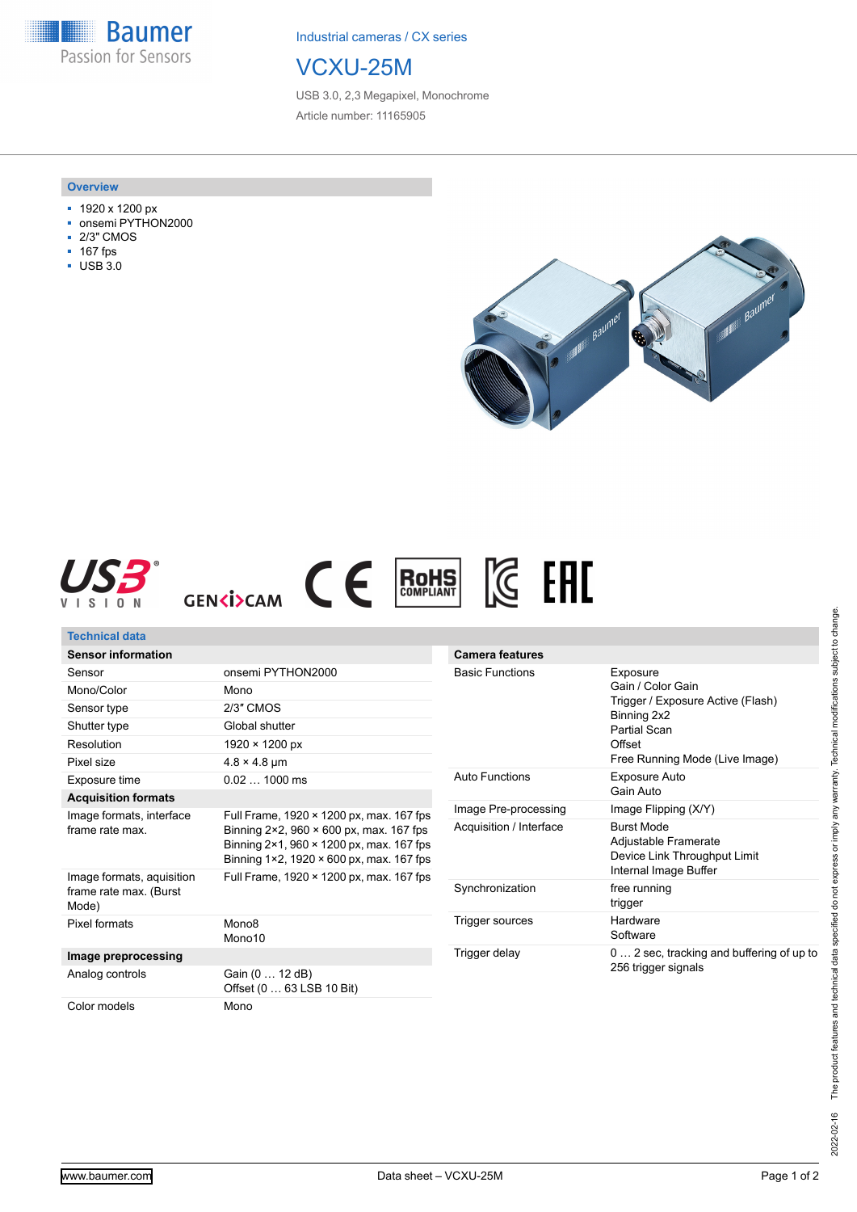Industrial cameras / CX series

# VCXU-25M

USB 3.0, 2,3 Megapixel, Monochrome

Article number: 11165905

## Overview

- 1920 x 1200 px
- onsemi PYTHON2000
- 2/3" CMOS
- 167 fps
- USB 3.0

## Technical data

| Sensor information | |
|---|---|
| Sensor | onsemi PYTHON2000 |
| Mono/Color | Mono |
| Sensor type | 2/3″ CMOS |
| Shutter type | Global shutter |
| Resolution | 1920 × 1200 px |
| Pixel size | 4.8 × 4.8 µm |
| Exposure time | 0.02 … 1000 ms |
| **Acquisition formats** | |
| Image formats, interface frame rate max. | Full Frame, 1920 × 1200 px, max. 167 fps<br>Binning 2×2, 960 × 600 px, max. 167 fps<br>Binning 2×1, 960 × 1200 px, max. 167 fps<br>Binning 1×2, 1920 × 600 px, max. 167 fps |
| Image formats, auisition frame rate max. (Burst Mode) | Full Frame, 1920 × 1200 px, max. 167 fps |
| Pixel formats | Mono8<br>Mono10 |
| **Image preprocessing** | |
| Analog controls | Gain (0 … 12 dB)<br>Offset (0 … 63 LSB 10 Bit) |
| Color models | Mono |

| Camera features | |
|---|---|
| Basic Functions | Exposure<br>Gain / Color Gain<br>Trigger / Exposure Active (Flash)<br>Binning 2x2<br>Partial Scan<br>Offset<br>Free Running Mode (Live Image) |
| Auto Functions | Exposure Auto<br>Gain Auto |
| Image Pre-processing | Image Flipping (X/Y) |
| Acquisition / Interface | Burst Mode<br>Adjustable Framerate<br>Device Link Throughput Limit<br>Internal Image Buffer |
| Synchronization | free running<br>trigger |
| Trigger sources | Hardware<br>Software |
| Trigger delay | 0 … 2 sec, tracking and buffering of up to 256 trigger signals |

The product features and technical data specified do not express or imply any warranty. Technical modifications subject to change.

2022-02-16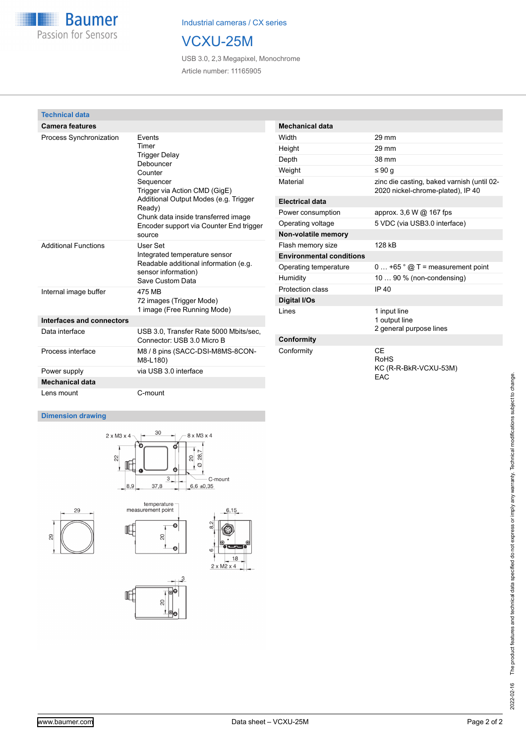Industrial cameras / CX series

# VCXU-25M

USB 3.0, 2,3 Megapixel, Monochrome

Article number: 11165905

## Technical data

| Camera features | |
|---|---|
| Process Synchronization | Events<br>Timer<br>Trigger Delay<br>Debouncer<br>Counter<br>Sequencer<br>Trigger via Action CMD (GigE)<br>Additional Output Modes (e.g. Trigger Ready)<br>Chunk data inside transferred image<br>Encoder support via Counter End trigger source |
| Additional Functions | User Set<br>Integrated temperature sensor<br>Readable additional information (e.g. sensor information)<br>Save Custom Data |
| Internal image buffer | 475 MB<br>72 images (Trigger Mode)<br>1 image (Free Running Mode) |
| **Interfaces and connectors** | |
| Data interface | USB 3.0, Transfer Rate 5000 Mbits/sec, Connector: USB 3.0 Micro B |
| Process interface | M8 / 8 pins (SACC-DSI-M8MS-8CON-M8-L180) |
| Power supply | via USB 3.0 interface |
| **Mechanical data** | |
| Lens mount | C-mount |

| Mechanical data | |
|---|---|
| Width | 29 mm |
| Height | 29 mm |
| Depth | 38 mm |
| Weight | ≤ 90 g |
| Material | zinc die casting, baked varnish (until 02-2020 nickel-chrome-plated), IP 40 |
| **Electrical data** | |
| Power consumption | approx. 3,6 W @ 167 fps |
| Operating voltage | 5 VDC (via USB3.0 interface) |
| **Non-volatile memory** | |
| Flash memory size | 128 kB |
| **Environmental conditions** | |
| Operating temperature | 0 … +65 ° @ T = measurement point |
| Humidity | 10 … 90 % (non-condensing) |
| Protection class | IP 40 |
| **Digital I/Os** | |
| Lines | 1 input line<br>1 output line<br>2 general purpose lines |
| **Conformity** | |
| Conformity | CE<br>RoHS<br>KC (R-R-BkR-VCXU-53M)<br>EAC |

## Dimension drawing

2 x M3 x 4
30
8 x M3 x 4
22
20
∅ 28,7
3
C-mount
8,9
37,8
6,6 ±0,35
29
29
temperature measurement point
20
6,15
8,2
6
18
2 x M2 x 4
3
20

2022-02-16 The product features and technical data specified do not express or imply any warranty. Technical modifications subject to change.

www.baumer.com
Data sheet – VCXU-25M